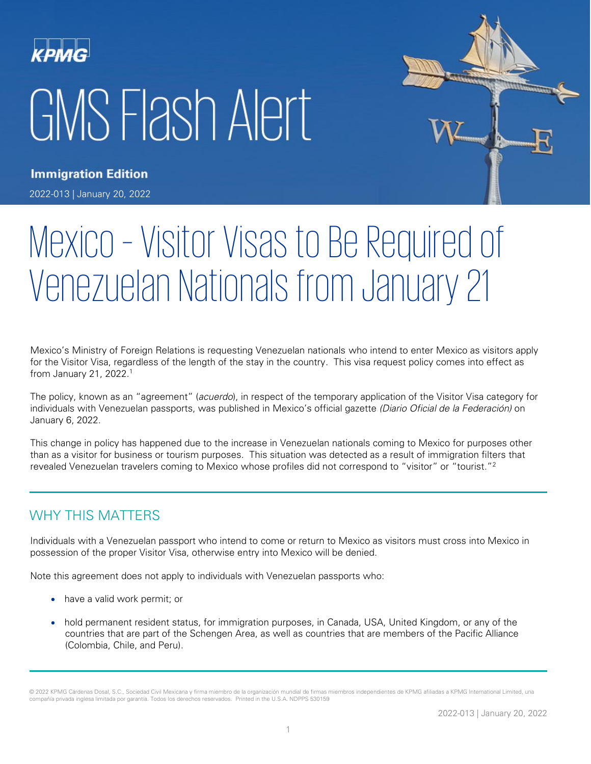# GMS Flash Alert

**Immigration Edition**

2022-013 | January 20, 2022

# Mexico – Visitor Visas to Be Required of Venezuelan Nationals from January 21

Mexico's Ministry of Foreign Relations is requesting Venezuelan nationals who intend to enter Mexico as visitors apply for the Visitor Visa, regardless of the length of the stay in the country. This visa request policy comes into effect as from January 21, 2022.[1]

The policy, known as an "agreement" (*acuerdo*), in respect of the temporary application of the Visitor Visa category for individuals with Venezuelan passports, was published in Mexico's official gazette *(Diario Oficial de la Federación)* on January 6, 2022.

This change in policy has happened due to the increase in Venezuelan nationals coming to Mexico for purposes other than as a visitor for business or tourism purposes. This situation was detected as a result of immigration filters that revealed Venezuelan travelers coming to Mexico whose profiles did not correspond to "visitor" or "tourist."[2]

## WHY THIS MATTERS

Individuals with a Venezuelan passport who intend to come or return to Mexico as visitors must cross into Mexico in possession of the proper Visitor Visa, otherwise entry into Mexico will be denied.

Note this agreement does not apply to individuals with Venezuelan passports who:

- have a valid work permit; or
- hold permanent resident status, for immigration purposes, in Canada, USA, United Kingdom, or any of the countries that are part of the Schengen Area, as well as countries that are members of the Pacific Alliance (Colombia, Chile, and Peru).

© 2022 KPMG Cárdenas Dosal, S.C., Sociedad Civil Mexicana y firma miembro de la organización mundial de firmas miembros independientes de KPMG afiliadas a KPMG International Limited, una compañía privada inglesa limitada por garantía. Todos los derechos reservados. Printed in the U.S.A. NDPPS 530159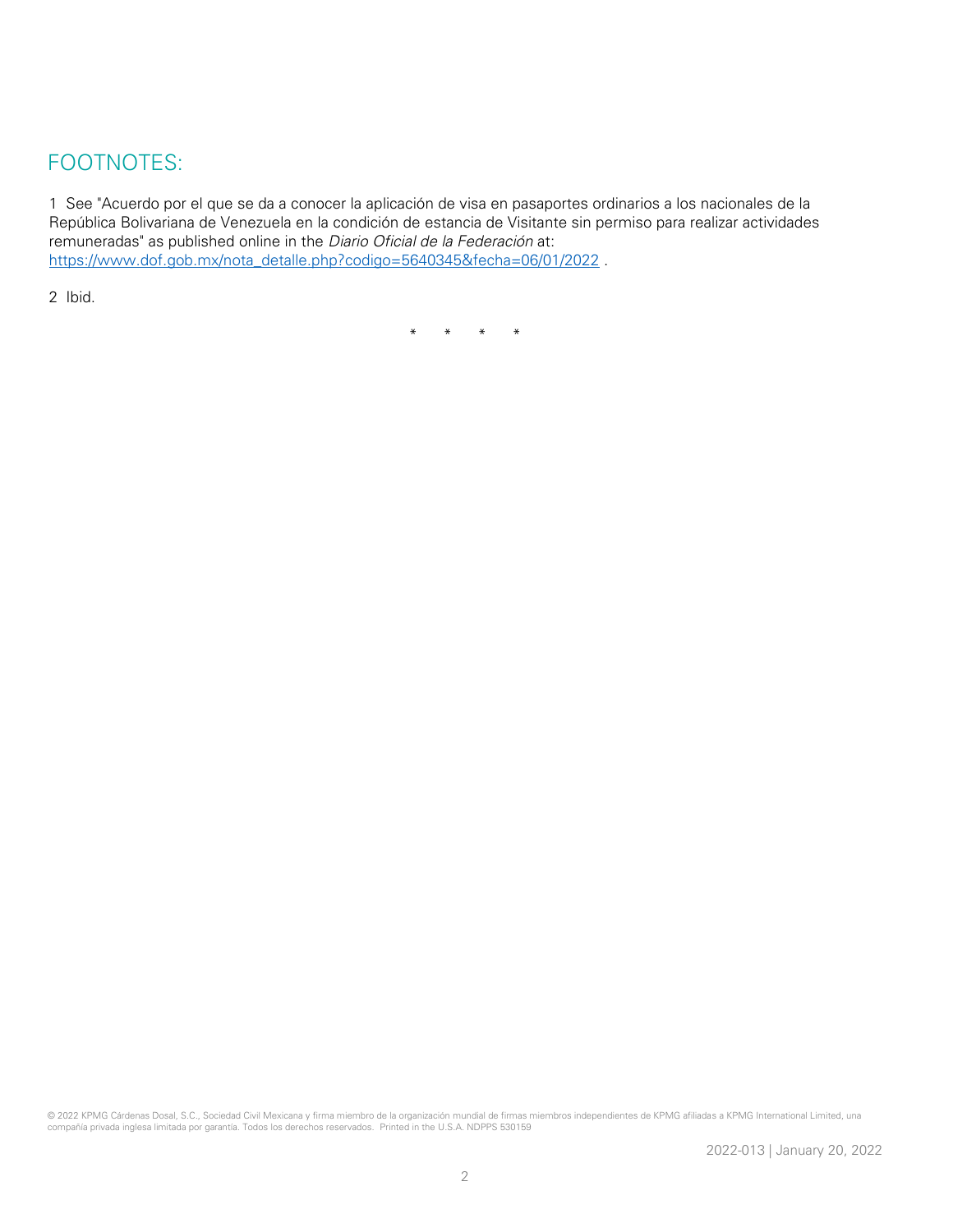## FOOTNOTES:

1 See "Acuerdo por el que se da a conocer la aplicación de visa en pasaportes ordinarios a los nacionales de la República Bolivariana de Venezuela en la condición de estancia de Visitante sin permiso para realizar actividades remuneradas" as published online in the *Diario Oficial de la Federación* at: [https://www.dof.gob.mx/nota_detalle.php?codigo=5640345&fecha=06/01/2022](https://www.dof.gob.mx/nota_detalle.php?codigo=5640345&fecha=06/01/2022) .

2 Ibid.

\* \* \* \*

© 2022 KPMG Cárdenas Dosal, S.C., Sociedad Civil Mexicana y firma miembro de la organización mundial de firmas miembros independientes de KPMG afiliadas a KPMG International Limited, una compañía privada inglesa limitada por garantía. Todos los derechos reservados. Printed in the U.S.A. NDPPS 530159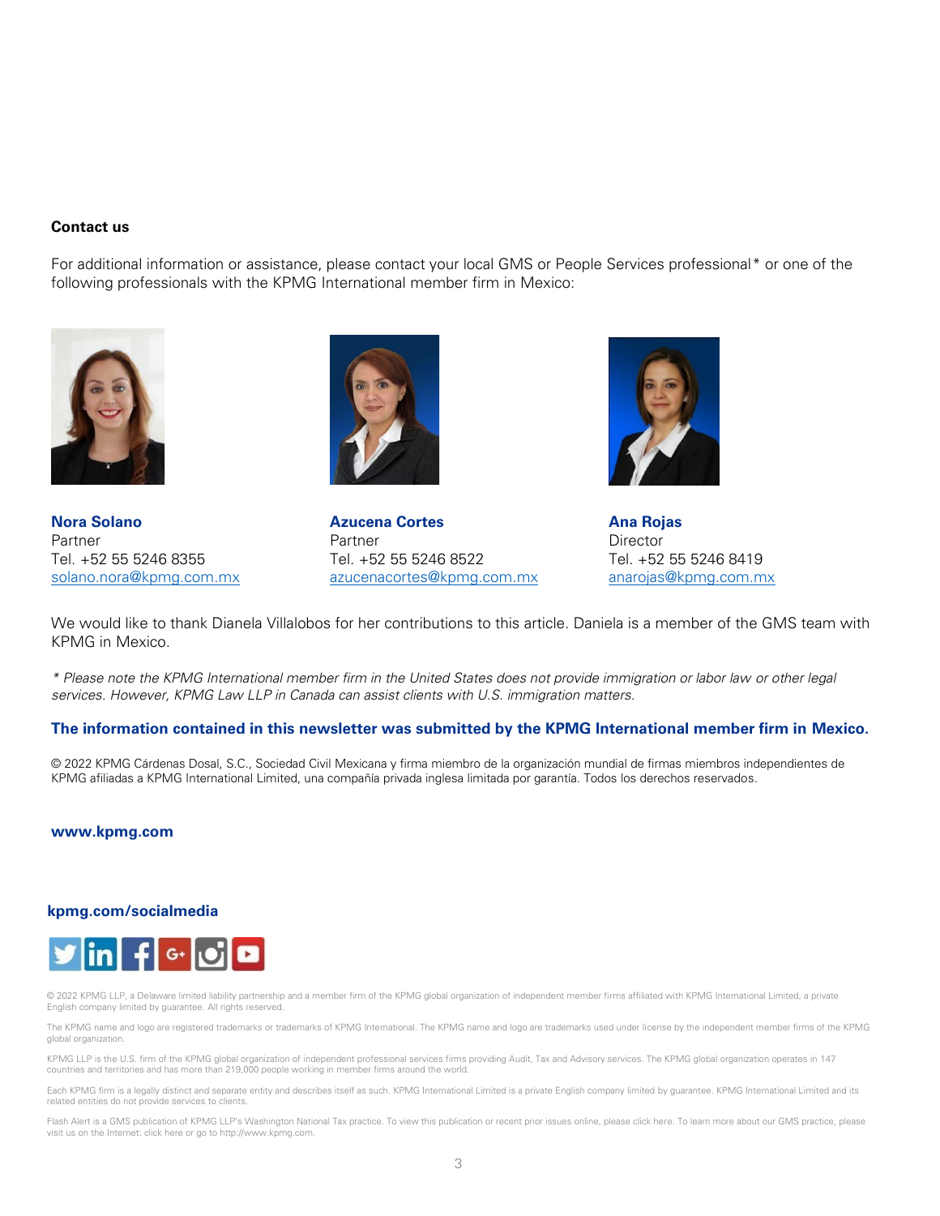**Contact us**

For additional information or assistance, please contact your local GMS or People Services professional* or one of the following professionals with the KPMG International member firm in Mexico:

**Nora Solano**
Partner
Tel. +52 55 5246 8355
solano.nora@kpmg.com.mx

**Azucena Cortes**
Partner
Tel. +52 55 5246 8522
azucenacortes@kpmg.com.mx

**Ana Rojas**
Director
Tel. +52 55 5246 8419
anarojas@kpmg.com.mx

We would like to thank Dianela Villalobos for her contributions to this article. Daniela is a member of the GMS team with KPMG in Mexico.

*\* Please note the KPMG International member firm in the United States does not provide immigration or labor law or other legal services. However, KPMG Law LLP in Canada can assist clients with U.S. immigration matters.*

**The information contained in this newsletter was submitted by the KPMG International member firm in Mexico.**

© 2022 KPMG Cárdenas Dosal, S.C., Sociedad Civil Mexicana y firma miembro de la organización mundial de firmas miembros independientes de KPMG afiliadas a KPMG International Limited, una compañía privada inglesa limitada por garantía. Todos los derechos reservados.

**www.kpmg.com**

**kpmg.com/socialmedia**

© 2022 KPMG LLP, a Delaware limited liability partnership and a member firm of the KPMG global organization of independent member firms affiliated with KPMG International Limited, a private English company limited by guarantee. All rights reserved.

The KPMG name and logo are registered trademarks or trademarks of KPMG International. The KPMG name and logo are trademarks used under license by the independent member firms of the KPMG global organization.

KPMG LLP is the U.S. firm of the KPMG global organization of independent professional services firms providing Audit, Tax and Advisory services. The KPMG global organization operates in 147 countries and territories and has more than 219,000 people working in member firms around the world.

Each KPMG firm is a legally distinct and separate entity and describes itself as such. KPMG International Limited is a private English company limited by guarantee. KPMG International Limited and its related entities do not provide services to clients.

Flash Alert is a GMS publication of KPMG LLP's Washington National Tax practice. To view this publication or recent prior issues online, please click here. To learn more about our GMS practice, please visit us on the Internet: click here or go to http://www.kpmg.com.